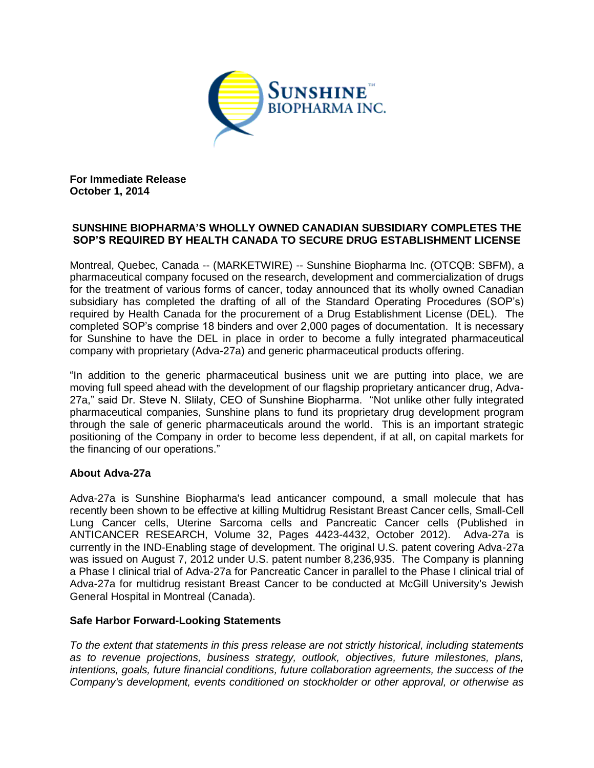**For Immediate Release**
**October 1, 2014**

**SUNSHINE BIOPHARMA'S WHOLLY OWNED CANADIAN SUBSIDIARY COMPLETES THE SOP'S REQUIRED BY HEALTH CANADA TO SECURE DRUG ESTABLISHMENT LICENSE**

Montreal, Quebec, Canada -- (MARKETWIRE) -- Sunshine Biopharma Inc. (OTCQB: SBFM), a pharmaceutical company focused on the research, development and commercialization of drugs for the treatment of various forms of cancer, today announced that its wholly owned Canadian subsidiary has completed the drafting of all of the Standard Operating Procedures (SOP's) required by Health Canada for the procurement of a Drug Establishment License (DEL). The completed SOP's comprise 18 binders and over 2,000 pages of documentation. It is necessary for Sunshine to have the DEL in place in order to become a fully integrated pharmaceutical company with proprietary (Adva-27a) and generic pharmaceutical products offering.

"In addition to the generic pharmaceutical business unit we are putting into place, we are moving full speed ahead with the development of our flagship proprietary anticancer drug, Adva-27a," said Dr. Steve N. Slilaty, CEO of Sunshine Biopharma. "Not unlike other fully integrated pharmaceutical companies, Sunshine plans to fund its proprietary drug development program through the sale of generic pharmaceuticals around the world. This is an important strategic positioning of the Company in order to become less dependent, if at all, on capital markets for the financing of our operations."

**About Adva-27a**

Adva-27a is Sunshine Biopharma's lead anticancer compound, a small molecule that has recently been shown to be effective at killing Multidrug Resistant Breast Cancer cells, Small-Cell Lung Cancer cells, Uterine Sarcoma cells and Pancreatic Cancer cells (Published in ANTICANCER RESEARCH, Volume 32, Pages 4423-4432, October 2012). Adva-27a is currently in the IND-Enabling stage of development. The original U.S. patent covering Adva-27a was issued on August 7, 2012 under U.S. patent number 8,236,935. The Company is planning a Phase I clinical trial of Adva-27a for Pancreatic Cancer in parallel to the Phase I clinical trial of Adva-27a for multidrug resistant Breast Cancer to be conducted at McGill University's Jewish General Hospital in Montreal (Canada).

**Safe Harbor Forward-Looking Statements**

*To the extent that statements in this press release are not strictly historical, including statements as to revenue projections, business strategy, outlook, objectives, future milestones, plans, intentions, goals, future financial conditions, future collaboration agreements, the success of the Company's development, events conditioned on stockholder or other approval, or otherwise as*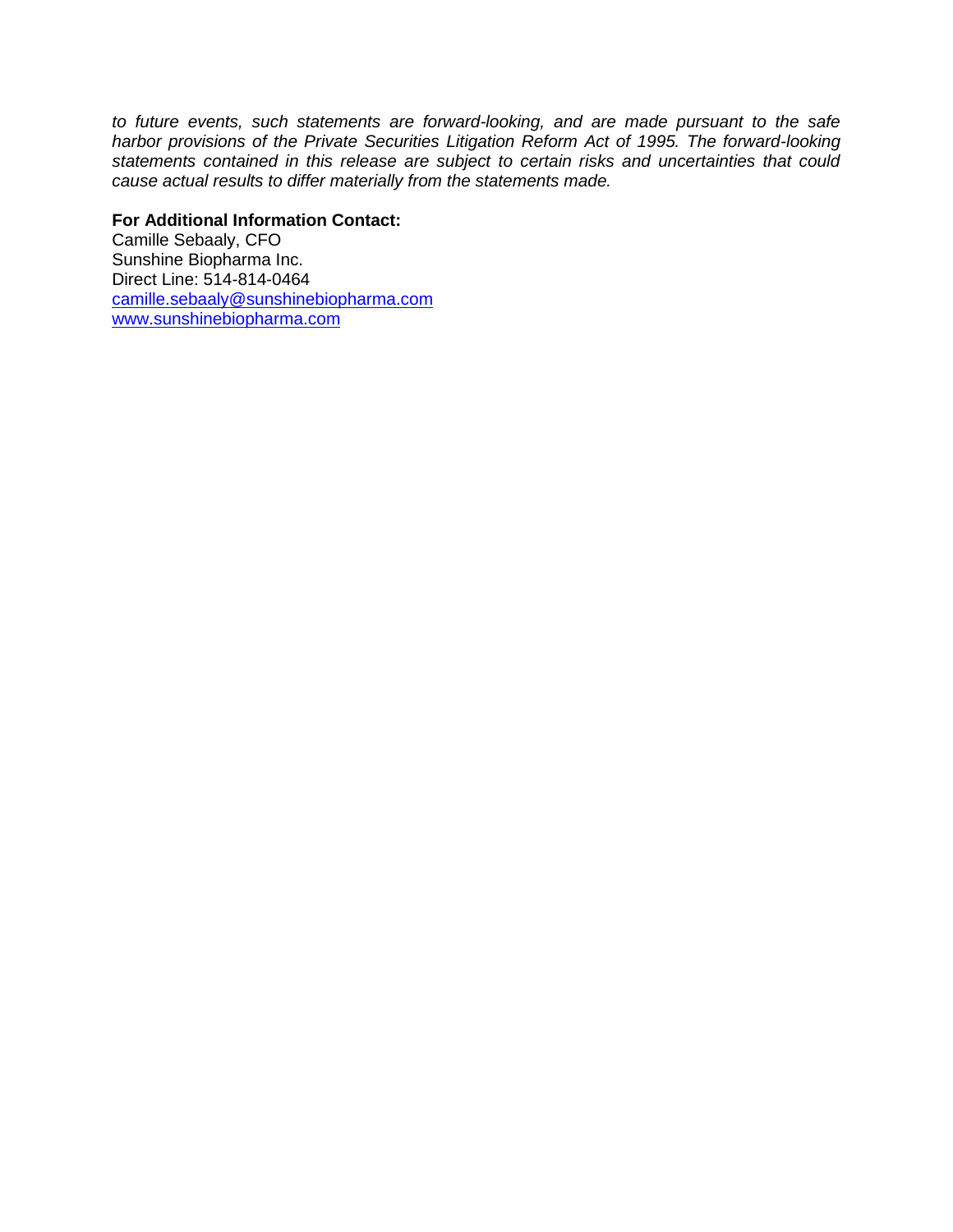*to future events, such statements are forward-looking, and are made pursuant to the safe harbor provisions of the Private Securities Litigation Reform Act of 1995. The forward-looking statements contained in this release are subject to certain risks and uncertainties that could cause actual results to differ materially from the statements made.*

**For Additional Information Contact:**
Camille Sebaaly, CFO
Sunshine Biopharma Inc.
Direct Line: 514-814-0464
camille.sebaaly@sunshinebiopharma.com
www.sunshinebiopharma.com